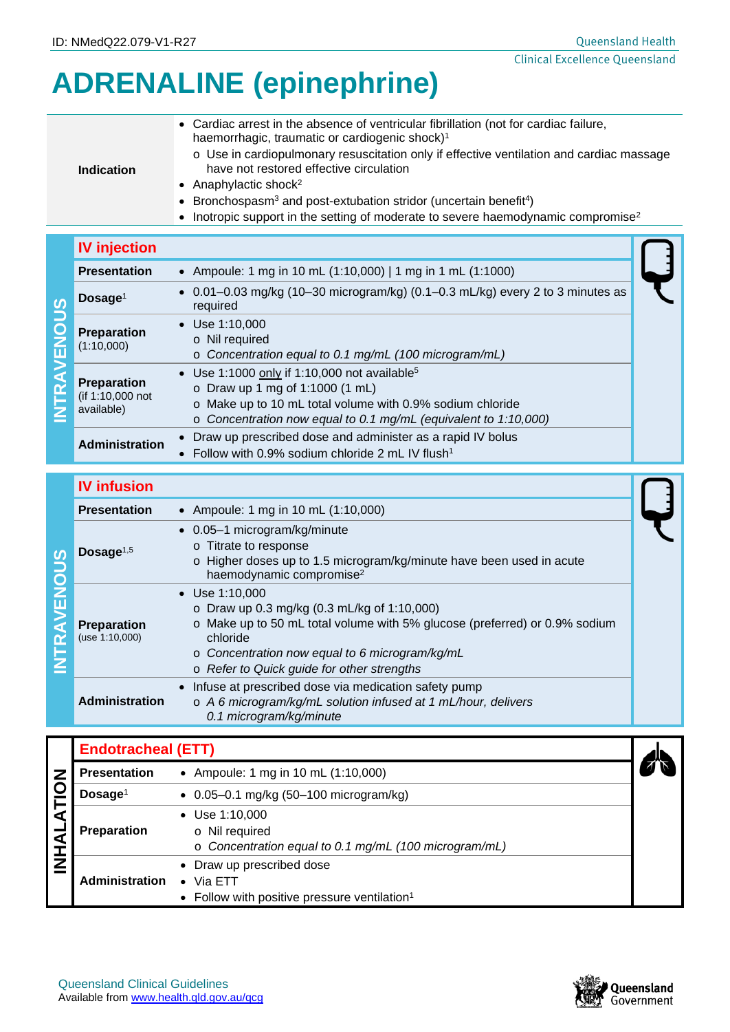ID: NMedQ22.079-V1-R27

# ADRENALINE (epinephrine)

| | |
|---|---|
| **Indication** | • Cardiac arrest in the absence of ventricular fibrillation (not for cardiac failure, haemorrhagic, traumatic or cardiogenic shock)[1]<br>o Use in cardiopulmonary resuscitation only if effective ventilation and cardiac massage have not restored effective circulation<br>• Anaphylactic shock[2]<br>• Bronchospasm[3] and post-extubation stridor (uncertain benefit[4])<br>• Inotropic support in the setting of moderate to severe haemodynamic compromise[2] |

## INTRAVENOUS

### IV injection

| | |
|---|---|
| **Presentation** | • Ampoule: 1 mg in 10 mL (1:10,000) \| 1 mg in 1 mL (1:1000) |
| **Dosage**[1] | • 0.01–0.03 mg/kg (10–30 microgram/kg) (0.1–0.3 mL/kg) every 2 to 3 minutes as required |
| **Preparation** (1:10,000) | • Use 1:10,000<br>o Nil required<br>o *Concentration equal to 0.1 mg/mL (100 microgram/mL)* |
| **Preparation** (if 1:10,000 not available) | • Use 1:1000 only if 1:10,000 not available[5]<br>o Draw up 1 mg of 1:1000 (1 mL)<br>o Make up to 10 mL total volume with 0.9% sodium chloride<br>o *Concentration now equal to 0.1 mg/mL (equivalent to 1:10,000)* |
| **Administration** | • Draw up prescribed dose and administer as a rapid IV bolus<br>• Follow with 0.9% sodium chloride 2 mL IV flush[1] |

## INTRAVENOUS

### IV infusion

| | |
|---|---|
| **Presentation** | • Ampoule: 1 mg in 10 mL (1:10,000) |
| **Dosage**[1,5] | • 0.05–1 microgram/kg/minute<br>o Titrate to response<br>o Higher doses up to 1.5 microgram/kg/minute have been used in acute haemodynamic compromise[2] |
| **Preparation** (use 1:10,000) | • Use 1:10,000<br>o Draw up 0.3 mg/kg (0.3 mL/kg of 1:10,000)<br>o Make up to 50 mL total volume with 5% glucose (preferred) or 0.9% sodium chloride<br>o *Concentration now equal to 6 microgram/kg/mL*<br>o *Refer to Quick guide for other strengths* |
| **Administration** | • Infuse at prescribed dose via medication safety pump<br>o *A 6 microgram/kg/mL solution infused at 1 mL/hour, delivers 0.1 microgram/kg/minute* |

## INHALATION

### Endotracheal (ETT)

| | |
|---|---|
| **Presentation** | • Ampoule: 1 mg in 10 mL (1:10,000) |
| **Dosage**[1] | • 0.05–0.1 mg/kg (50–100 microgram/kg) |
| **Preparation** | • Use 1:10,000<br>o Nil required<br>o *Concentration equal to 0.1 mg/mL (100 microgram/mL)* |
| **Administration** | • Draw up prescribed dose<br>• Via ETT<br>• Follow with positive pressure ventilation[1] |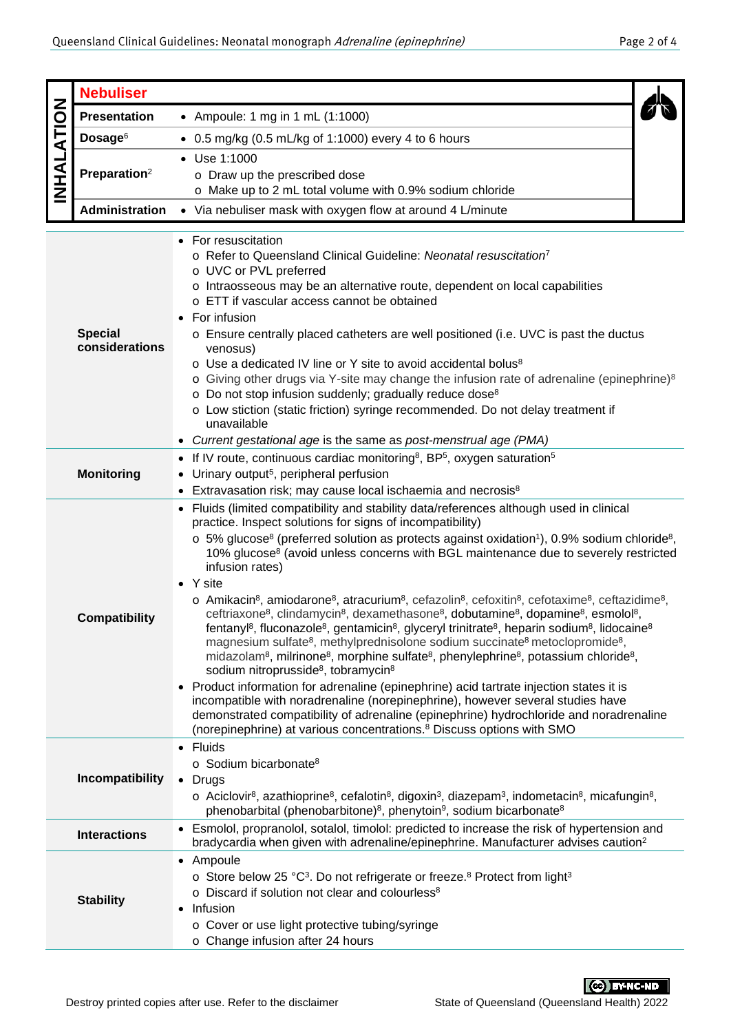| INHALATION | **Nebuliser** |
|---|---|
| **Presentation** | • Ampoule: 1 mg in 1 mL (1:1000) |
| **Dosage**[6] | • 0.5 mg/kg (0.5 mL/kg of 1:1000) every 4 to 6 hours |
| **Preparation**[2] | • Use 1:1000<br>o Draw up the prescribed dose<br>o Make up to 2 mL total volume with 0.9% sodium chloride |
| **Administration** | • Via nebuliser mask with oxygen flow at around 4 L/minute |

| | |
|---|---|
| **Special considerations** | • For resuscitation<br>o Refer to Queensland Clinical Guideline: *Neonatal resuscitation*[7]<br>o UVC or PVL preferred<br>o Intraosseous may be an alternative route, dependent on local capabilities<br>o ETT if vascular access cannot be obtained<br>• For infusion<br>o Ensure centrally placed catheters are well positioned (i.e. UVC is past the ductus venosus)<br>o Use a dedicated IV line or Y site to avoid accidental bolus[8]<br>o Giving other drugs via Y-site may change the infusion rate of adrenaline (epinephrine)[8]<br>o Do not stop infusion suddenly; gradually reduce dose[8]<br>o Low stiction (static friction) syringe recommended. Do not delay treatment if unavailable<br>• *Current gestational age* is the same as *post-menstrual age (PMA)* |
| **Monitoring** | • If IV route, continuous cardiac monitoring[8], BP[5], oxygen saturation[5]<br>• Urinary output[5], peripheral perfusion<br>• Extravasation risk; may cause local ischaemia and necrosis[8] |
| **Compatibility** | • Fluids (limited compatibility and stability data/references although used in clinical practice. Inspect solutions for signs of incompatibility)<br>o 5% glucose[8] (preferred solution as protects against oxidation[1]), 0.9% sodium chloride[8], 10% glucose[8] (avoid unless concerns with BGL maintenance due to severely restricted infusion rates)<br>• Y site<br>o Amikacin[8], amiodarone[8], atracurium[8], cefazolin[8], cefoxitin[8], cefotaxime[8], ceftazidime[8], ceftriaxone[8], clindamycin[8], dexamethasone[8], dobutamine[8], dopamine[8], esmolol[8], fentanyl[8], fluconazole[8], gentamicin[8], glyceryl trinitrate[8], heparin sodium[8], lidocaine[8] magnesium sulfate[8], methylprednisolone sodium succinate[8] metoclopramide[8], midazolam[8], milrinone[8], morphine sulfate[8], phenylephrine[8], potassium chloride[8], sodium nitroprusside[8], tobramycin[8]<br>• Product information for adrenaline (epinephrine) acid tartrate injection states it is incompatible with noradrenaline (norepinephrine), however several studies have demonstrated compatibility of adrenaline (epinephrine) hydrochloride and noradrenaline (norepinephrine) at various concentrations.[8] Discuss options with SMO |
| **Incompatibility** | • Fluids<br>o Sodium bicarbonate[8]<br>• Drugs<br>o Aciclovir[8], azathioprine[8], cefalotin[8], digoxin[3], diazepam[3], indometacin[8], micafungin[8], phenobarbital (phenobarbitone)[8], phenytoin[9], sodium bicarbonate[8] |
| **Interactions** | • Esmolol, propranolol, sotalol, timolol: predicted to increase the risk of hypertension and bradycardia when given with adrenaline/epinephrine. Manufacturer advises caution[2] |
| **Stability** | • Ampoule<br>o Store below 25 °C[3]. Do not refrigerate or freeze.[8] Protect from light[3]<br>o Discard if solution not clear and colourless[8]<br>• Infusion<br>o Cover or use light protective tubing/syringe<br>o Change infusion after 24 hours |

Destroy printed copies after use. Refer to the disclaimer

State of Queensland (Queensland Health) 2022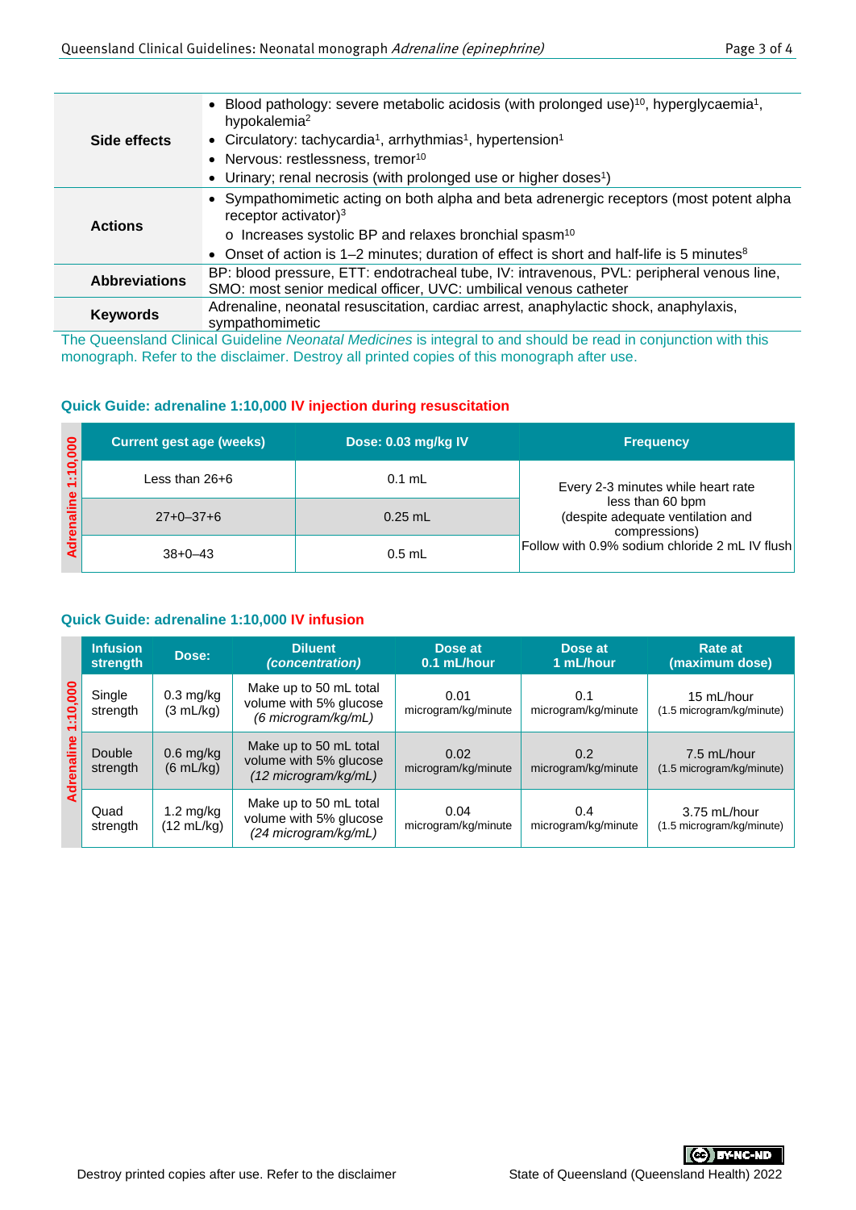| | |
|---|---|
| **Side effects** | • Blood pathology: severe metabolic acidosis (with prolonged use)[10], hyperglycaemia[1], hypokalemia[2]<br>• Circulatory: tachycardia[1], arrhythmias[1], hypertension[1]<br>• Nervous: restlessness, tremor[10]<br>• Urinary; renal necrosis (with prolonged use or higher doses[1]) |
| **Actions** | • Sympathomimetic acting on both alpha and beta adrenergic receptors (most potent alpha receptor activator)[3]<br>o Increases systolic BP and relaxes bronchial spasm[10]<br>• Onset of action is 1–2 minutes; duration of effect is short and half-life is 5 minutes[8] |
| **Abbreviations** | BP: blood pressure, ETT: endotracheal tube, IV: intravenous, PVL: peripheral venous line, SMO: most senior medical officer, UVC: umbilical venous catheter |
| **Keywords** | Adrenaline, neonatal resuscitation, cardiac arrest, anaphylactic shock, anaphylaxis, sympathomimetic |

The Queensland Clinical Guideline *Neonatal Medicines* is integral to and should be read in conjunction with this monograph. Refer to the disclaimer. Destroy all printed copies of this monograph after use.

### Quick Guide: adrenaline 1:10,000 IV injection during resuscitation

Adrenaline 1:10,000

| Current gest age (weeks) | Dose: 0.03 mg/kg IV | Frequency |
|---|---|---|
| Less than 26+6 | 0.1 mL | Every 2-3 minutes while heart rate less than 60 bpm (despite adequate ventilation and compressions) Follow with 0.9% sodium chloride 2 mL IV flush |
| 27+0–37+6 | 0.25 mL | |
| 38+0–43 | 0.5 mL | |

### Quick Guide: adrenaline 1:10,000 IV infusion

Adrenaline 1:10,000

| Infusion strength | Dose: | Diluent *(concentration)* | Dose at 0.1 mL/hour | Dose at 1 mL/hour | Rate at (maximum dose) |
|---|---|---|---|---|---|
| Single strength | 0.3 mg/kg (3 mL/kg) | Make up to 50 mL total volume with 5% glucose *(6 microgram/kg/mL)* | 0.01 microgram/kg/minute | 0.1 microgram/kg/minute | 15 mL/hour (1.5 microgram/kg/minute) |
| Double strength | 0.6 mg/kg (6 mL/kg) | Make up to 50 mL total volume with 5% glucose *(12 microgram/kg/mL)* | 0.02 microgram/kg/minute | 0.2 microgram/kg/minute | 7.5 mL/hour (1.5 microgram/kg/minute) |
| Quad strength | 1.2 mg/kg (12 mL/kg) | Make up to 50 mL total volume with 5% glucose *(24 microgram/kg/mL)* | 0.04 microgram/kg/minute | 0.4 microgram/kg/minute | 3.75 mL/hour (1.5 microgram/kg/minute) |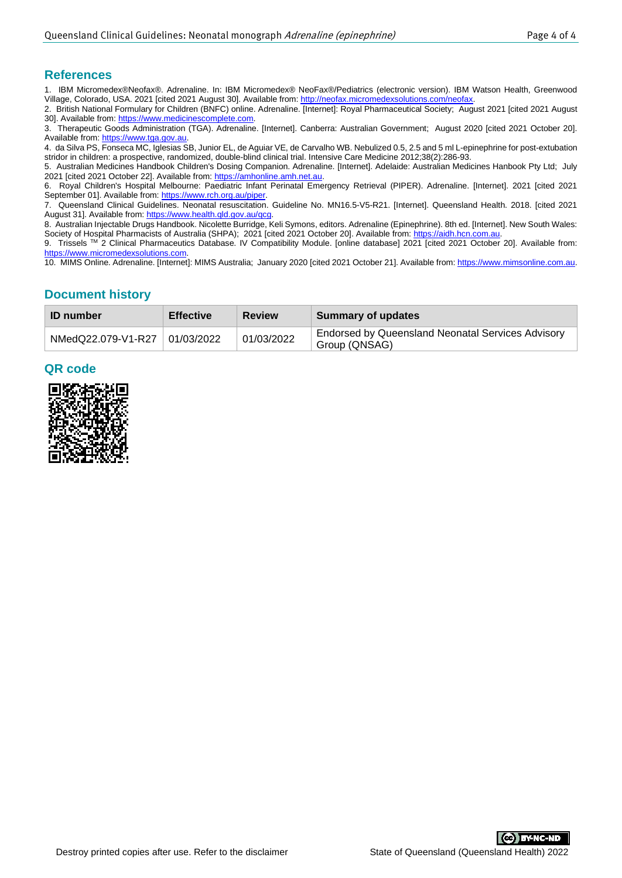## References

1. IBM Micromedex®Neofax®. Adrenaline. In: IBM Micromedex® NeoFax®/Pediatrics (electronic version). IBM Watson Health, Greenwood Village, Colorado, USA. 2021 [cited 2021 August 30]. Available from: http://neofax.micromedexsolutions.com/neofax.
2. British National Formulary for Children (BNFC) online. Adrenaline. [Internet]: Royal Pharmaceutical Society; August 2021 [cited 2021 August 30]. Available from: https://www.medicinescomplete.com.
3. Therapeutic Goods Administration (TGA). Adrenaline. [Internet]. Canberra: Australian Government; August 2020 [cited 2021 October 20]. Available from: https://www.tga.gov.au.
4. da Silva PS, Fonseca MC, Iglesias SB, Junior EL, de Aguiar VE, de Carvalho WB. Nebulized 0.5, 2.5 and 5 ml L-epinephrine for post-extubation stridor in children: a prospective, randomized, double-blind clinical trial. Intensive Care Medicine 2012;38(2):286-93.
5. Australian Medicines Handbook Children's Dosing Companion. Adrenaline. [Internet]. Adelaide: Australian Medicines Hanbook Pty Ltd; July 2021 [cited 2021 October 22]. Available from: https://amhonline.amh.net.au.
6. Royal Children's Hospital Melbourne: Paediatric Infant Perinatal Emergency Retrieval (PIPER). Adrenaline. [Internet]. 2021 [cited 2021 September 01]. Available from: https://www.rch.org.au/piper.
7. Queensland Clinical Guidelines. Neonatal resuscitation. Guideline No. MN16.5-V5-R21. [Internet]. Queensland Health. 2018. [cited 2021 August 31]. Available from: https://www.health.qld.gov.au/qcg.
8. Australian Injectable Drugs Handbook. Nicolette Burridge, Keli Symons, editors. Adrenaline (Epinephrine). 8th ed. [Internet]. New South Wales: Society of Hospital Pharmacists of Australia (SHPA); 2021 [cited 2021 October 20]. Available from: https://aidh.hcn.com.au.
9. Trissels ™ 2 Clinical Pharmaceutics Database. IV Compatibility Module. [online database] 2021 [cited 2021 October 20]. Available from: https://www.micromedexsolutions.com.
10. MIMS Online. Adrenaline. [Internet]: MIMS Australia; January 2020 [cited 2021 October 21]. Available from: https://www.mimsonline.com.au.

## Document history

| ID number | Effective | Review | Summary of updates |
|---|---|---|---|
| NMedQ22.079-V1-R27 | 01/03/2022 | 01/03/2022 | Endorsed by Queensland Neonatal Services Advisory Group (QNSAG) |

## QR code

Destroy printed copies after use. Refer to the disclaimer

State of Queensland (Queensland Health) 2022